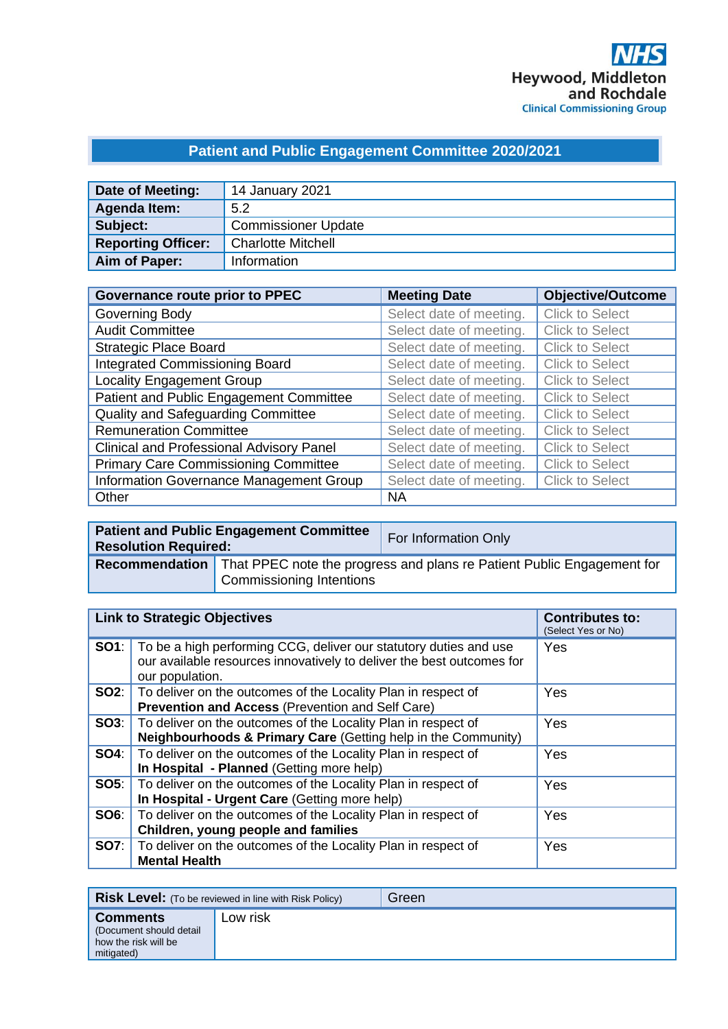NHS
Heywood, Middleton and Rochdale
Clinical Commissioning Group

## Patient and Public Engagement Committee 2020/2021

| **Date of Meeting:** | 14 January 2021 |
|---|---|
| **Agenda Item:** | 5.2 |
| **Subject:** | Commissioner Update |
| **Reporting Officer:** | Charlotte Mitchell |
| **Aim of Paper:** | Information |

| **Governance route prior to PPEC** | **Meeting Date** | **Objective/Outcome** |
|---|---|---|
| Governing Body | Select date of meeting. | Click to Select |
| Audit Committee | Select date of meeting. | Click to Select |
| Strategic Place Board | Select date of meeting. | Click to Select |
| Integrated Commissioning Board | Select date of meeting. | Click to Select |
| Locality Engagement Group | Select date of meeting. | Click to Select |
| Patient and Public Engagement Committee | Select date of meeting. | Click to Select |
| Quality and Safeguarding Committee | Select date of meeting. | Click to Select |
| Remuneration Committee | Select date of meeting. | Click to Select |
| Clinical and Professional Advisory Panel | Select date of meeting. | Click to Select |
| Primary Care Commissioning Committee | Select date of meeting. | Click to Select |
| Information Governance Management Group | Select date of meeting. | Click to Select |
| Other | NA | |

| **Patient and Public Engagement Committee Resolution Required:** | For Information Only |
|---|---|
| **Recommendation** | That PPEC note the progress and plans re Patient Public Engagement for Commissioning Intentions |

| | **Link to Strategic Objectives** | **Contributes to:** (Select Yes or No) |
|---|---|---|
| **SO1**: | To be a high performing CCG, deliver our statutory duties and use our available resources innovatively to deliver the best outcomes for our population. | Yes |
| **SO2**: | To deliver on the outcomes of the Locality Plan in respect of **Prevention and Access** (Prevention and Self Care) | Yes |
| **SO3**: | To deliver on the outcomes of the Locality Plan in respect of **Neighbourhoods & Primary Care** (Getting help in the Community) | Yes |
| **SO4**: | To deliver on the outcomes of the Locality Plan in respect of **In Hospital - Planned** (Getting more help) | Yes |
| **SO5**: | To deliver on the outcomes of the Locality Plan in respect of **In Hospital - Urgent Care** (Getting more help) | Yes |
| **SO6**: | To deliver on the outcomes of the Locality Plan in respect of **Children, young people and families** | Yes |
| **SO7**: | To deliver on the outcomes of the Locality Plan in respect of **Mental Health** | Yes |

| **Risk Level:** (To be reviewed in line with Risk Policy) | Green |
|---|---|
| **Comments** (Document should detail how the risk will be mitigated) | Low risk |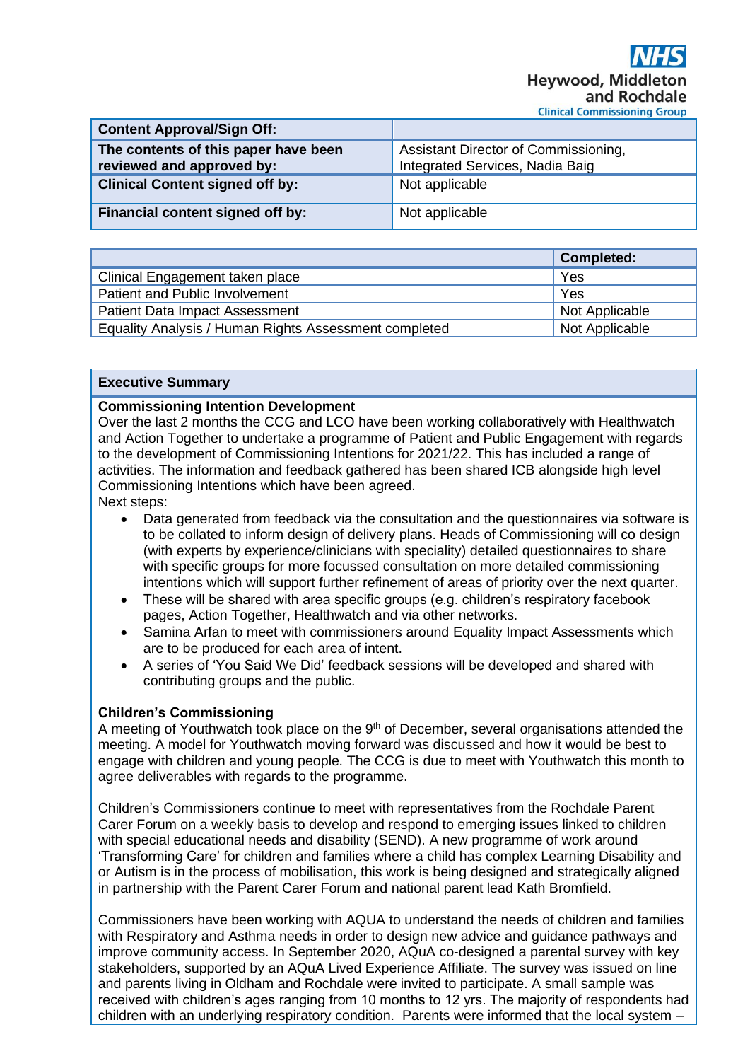**NHS Heywood, Middleton and Rochdale Clinical Commissioning Group**

| Content Approval/Sign Off: | |
|---|---|
| The contents of this paper have been reviewed and approved by: | Assistant Director of Commissioning, Integrated Services, Nadia Baig |
| Clinical Content signed off by: | Not applicable |
| Financial content signed off by: | Not applicable |

| | Completed: |
|---|---|
| Clinical Engagement taken place | Yes |
| Patient and Public Involvement | Yes |
| Patient Data Impact Assessment | Not Applicable |
| Equality Analysis / Human Rights Assessment completed | Not Applicable |

## Executive Summary

**Commissioning Intention Development**

Over the last 2 months the CCG and LCO have been working collaboratively with Healthwatch and Action Together to undertake a programme of Patient and Public Engagement with regards to the development of Commissioning Intentions for 2021/22. This has included a range of activities. The information and feedback gathered has been shared ICB alongside high level Commissioning Intentions which have been agreed.

Next steps:

- Data generated from feedback via the consultation and the questionnaires via software is to be collated to inform design of delivery plans. Heads of Commissioning will co design (with experts by experience/clinicians with speciality) detailed questionnaires to share with specific groups for more focussed consultation on more detailed commissioning intentions which will support further refinement of areas of priority over the next quarter.
- These will be shared with area specific groups (e.g. children's respiratory facebook pages, Action Together, Healthwatch and via other networks.
- Samina Arfan to meet with commissioners around Equality Impact Assessments which are to be produced for each area of intent.
- A series of 'You Said We Did' feedback sessions will be developed and shared with contributing groups and the public.

**Children's Commissioning**

A meeting of Youthwatch took place on the 9th of December, several organisations attended the meeting. A model for Youthwatch moving forward was discussed and how it would be best to engage with children and young people. The CCG is due to meet with Youthwatch this month to agree deliverables with regards to the programme.

Children's Commissioners continue to meet with representatives from the Rochdale Parent Carer Forum on a weekly basis to develop and respond to emerging issues linked to children with special educational needs and disability (SEND). A new programme of work around 'Transforming Care' for children and families where a child has complex Learning Disability and or Autism is in the process of mobilisation, this work is being designed and strategically aligned in partnership with the Parent Carer Forum and national parent lead Kath Bromfield.

Commissioners have been working with AQUA to understand the needs of children and families with Respiratory and Asthma needs in order to design new advice and guidance pathways and improve community access. In September 2020, AQuA co-designed a parental survey with key stakeholders, supported by an AQuA Lived Experience Affiliate. The survey was issued on line and parents living in Oldham and Rochdale were invited to participate. A small sample was received with children's ages ranging from 10 months to 12 yrs. The majority of respondents had children with an underlying respiratory condition. Parents were informed that the local system –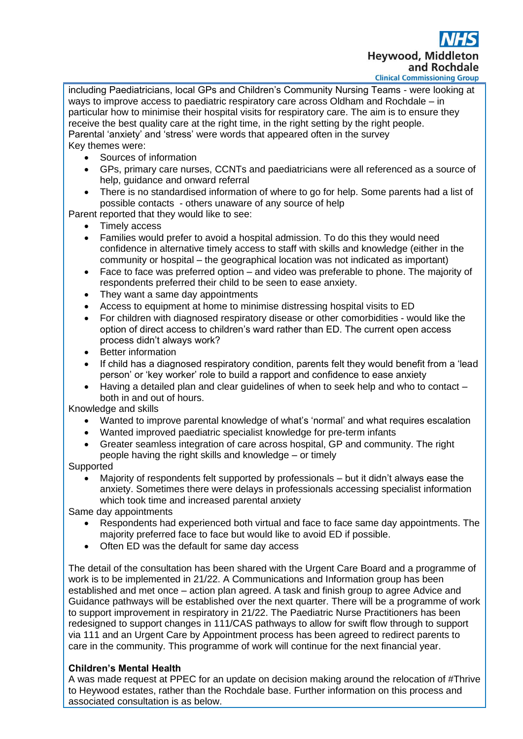including Paediatricians, local GPs and Children's Community Nursing Teams - were looking at ways to improve access to paediatric respiratory care across Oldham and Rochdale – in particular how to minimise their hospital visits for respiratory care. The aim is to ensure they receive the best quality care at the right time, in the right setting by the right people.
Parental 'anxiety' and 'stress' were words that appeared often in the survey
Key themes were:

- Sources of information
- GPs, primary care nurses, CCNTs and paediatricians were all referenced as a source of help, guidance and onward referral
- There is no standardised information of where to go for help. Some parents had a list of possible contacts - others unaware of any source of help

Parent reported that they would like to see:

- Timely access
- Families would prefer to avoid a hospital admission. To do this they would need confidence in alternative timely access to staff with skills and knowledge (either in the community or hospital – the geographical location was not indicated as important)
- Face to face was preferred option – and video was preferable to phone. The majority of respondents preferred their child to be seen to ease anxiety.
- They want a same day appointments
- Access to equipment at home to minimise distressing hospital visits to ED
- For children with diagnosed respiratory disease or other comorbidities - would like the option of direct access to children's ward rather than ED. The current open access process didn't always work?
- Better information
- If child has a diagnosed respiratory condition, parents felt they would benefit from a 'lead person' or 'key worker' role to build a rapport and confidence to ease anxiety
- Having a detailed plan and clear guidelines of when to seek help and who to contact – both in and out of hours.

Knowledge and skills

- Wanted to improve parental knowledge of what's 'normal' and what requires escalation
- Wanted improved paediatric specialist knowledge for pre-term infants
- Greater seamless integration of care across hospital, GP and community. The right people having the right skills and knowledge – or timely

Supported

- Majority of respondents felt supported by professionals – but it didn't always ease the anxiety. Sometimes there were delays in professionals accessing specialist information which took time and increased parental anxiety

Same day appointments

- Respondents had experienced both virtual and face to face same day appointments. The majority preferred face to face but would like to avoid ED if possible.
- Often ED was the default for same day access

The detail of the consultation has been shared with the Urgent Care Board and a programme of work is to be implemented in 21/22. A Communications and Information group has been established and met once – action plan agreed. A task and finish group to agree Advice and Guidance pathways will be established over the next quarter. There will be a programme of work to support improvement in respiratory in 21/22. The Paediatric Nurse Practitioners has been redesigned to support changes in 111/CAS pathways to allow for swift flow through to support via 111 and an Urgent Care by Appointment process has been agreed to redirect parents to care in the community. This programme of work will continue for the next financial year.

**Children's Mental Health**

A was made request at PPEC for an update on decision making around the relocation of #Thrive to Heywood estates, rather than the Rochdale base. Further information on this process and associated consultation is as below.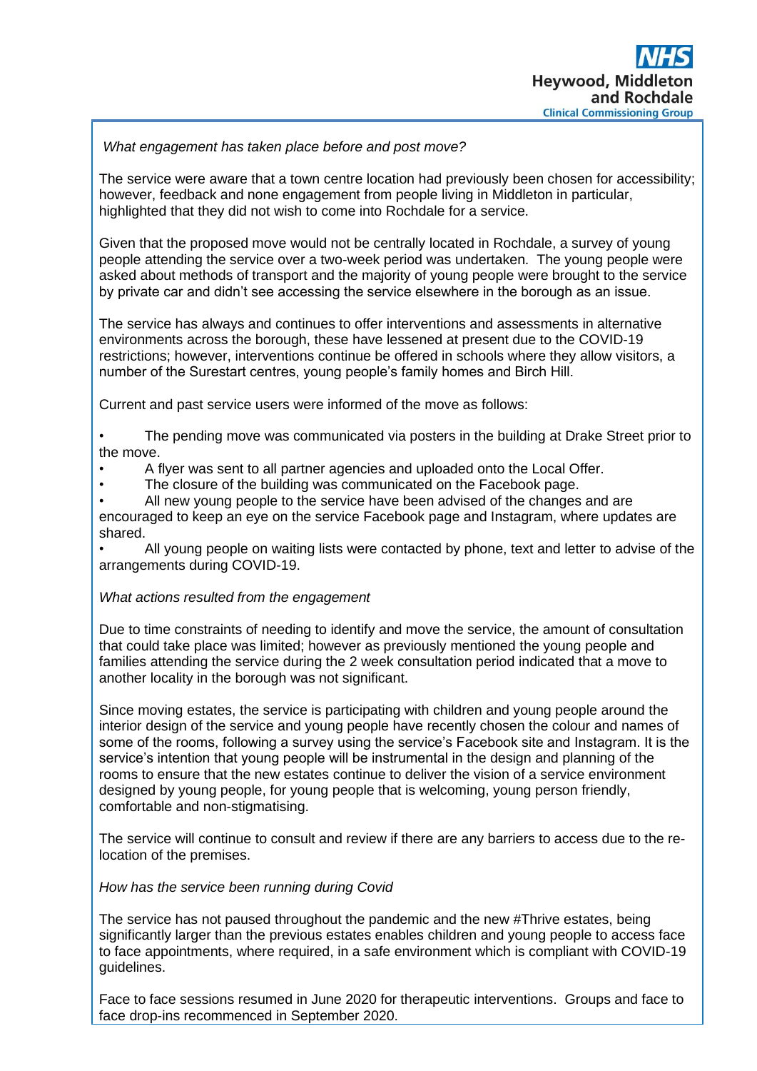*What engagement has taken place before and post move?*

The service were aware that a town centre location had previously been chosen for accessibility; however, feedback and none engagement from people living in Middleton in particular, highlighted that they did not wish to come into Rochdale for a service.

Given that the proposed move would not be centrally located in Rochdale, a survey of young people attending the service over a two-week period was undertaken. The young people were asked about methods of transport and the majority of young people were brought to the service by private car and didn't see accessing the service elsewhere in the borough as an issue.

The service has always and continues to offer interventions and assessments in alternative environments across the borough, these have lessened at present due to the COVID-19 restrictions; however, interventions continue be offered in schools where they allow visitors, a number of the Surestart centres, young people's family homes and Birch Hill.

Current and past service users were informed of the move as follows:

- The pending move was communicated via posters in the building at Drake Street prior to the move.
- A flyer was sent to all partner agencies and uploaded onto the Local Offer.
- The closure of the building was communicated on the Facebook page.
- All new young people to the service have been advised of the changes and are encouraged to keep an eye on the service Facebook page and Instagram, where updates are shared.
- All young people on waiting lists were contacted by phone, text and letter to advise of the arrangements during COVID-19.

*What actions resulted from the engagement*

Due to time constraints of needing to identify and move the service, the amount of consultation that could take place was limited; however as previously mentioned the young people and families attending the service during the 2 week consultation period indicated that a move to another locality in the borough was not significant.

Since moving estates, the service is participating with children and young people around the interior design of the service and young people have recently chosen the colour and names of some of the rooms, following a survey using the service's Facebook site and Instagram. It is the service's intention that young people will be instrumental in the design and planning of the rooms to ensure that the new estates continue to deliver the vision of a service environment designed by young people, for young people that is welcoming, young person friendly, comfortable and non-stigmatising.

The service will continue to consult and review if there are any barriers to access due to the re-location of the premises.

*How has the service been running during Covid*

The service has not paused throughout the pandemic and the new #Thrive estates, being significantly larger than the previous estates enables children and young people to access face to face appointments, where required, in a safe environment which is compliant with COVID-19 guidelines.

Face to face sessions resumed in June 2020 for therapeutic interventions. Groups and face to face drop-ins recommenced in September 2020.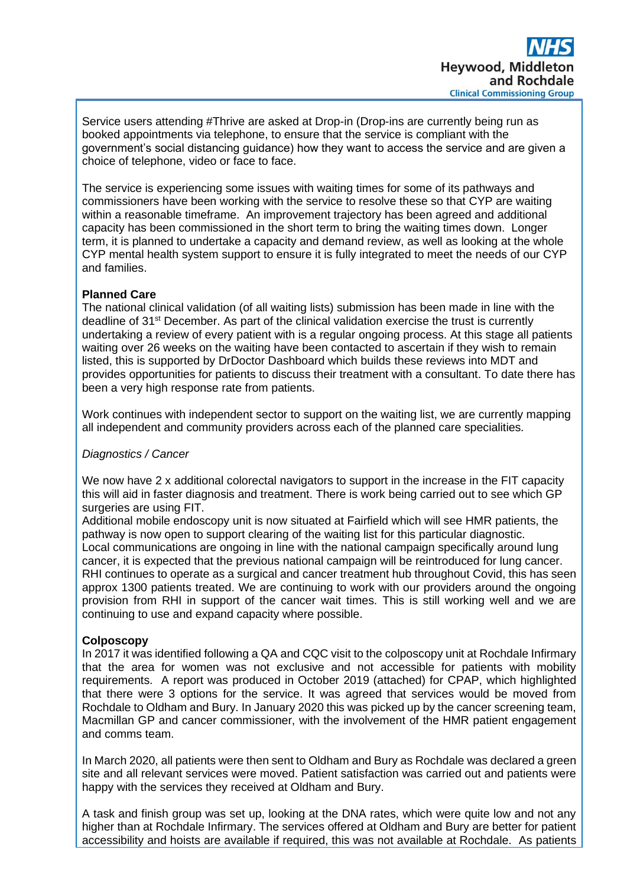Service users attending #Thrive are asked at Drop-in (Drop-ins are currently being run as booked appointments via telephone, to ensure that the service is compliant with the government's social distancing guidance) how they want to access the service and are given a choice of telephone, video or face to face.

The service is experiencing some issues with waiting times for some of its pathways and commissioners have been working with the service to resolve these so that CYP are waiting within a reasonable timeframe. An improvement trajectory has been agreed and additional capacity has been commissioned in the short term to bring the waiting times down. Longer term, it is planned to undertake a capacity and demand review, as well as looking at the whole CYP mental health system support to ensure it is fully integrated to meet the needs of our CYP and families.

**Planned Care**
The national clinical validation (of all waiting lists) submission has been made in line with the deadline of 31st December. As part of the clinical validation exercise the trust is currently undertaking a review of every patient with is a regular ongoing process. At this stage all patients waiting over 26 weeks on the waiting have been contacted to ascertain if they wish to remain listed, this is supported by DrDoctor Dashboard which builds these reviews into MDT and provides opportunities for patients to discuss their treatment with a consultant. To date there has been a very high response rate from patients.

Work continues with independent sector to support on the waiting list, we are currently mapping all independent and community providers across each of the planned care specialities.

*Diagnostics / Cancer*

We now have 2 x additional colorectal navigators to support in the increase in the FIT capacity this will aid in faster diagnosis and treatment. There is work being carried out to see which GP surgeries are using FIT.
Additional mobile endoscopy unit is now situated at Fairfield which will see HMR patients, the pathway is now open to support clearing of the waiting list for this particular diagnostic.
Local communications are ongoing in line with the national campaign specifically around lung cancer, it is expected that the previous national campaign will be reintroduced for lung cancer.
RHI continues to operate as a surgical and cancer treatment hub throughout Covid, this has seen approx 1300 patients treated. We are continuing to work with our providers around the ongoing provision from RHI in support of the cancer wait times. This is still working well and we are continuing to use and expand capacity where possible.

**Colposcopy**
In 2017 it was identified following a QA and CQC visit to the colposcopy unit at Rochdale Infirmary that the area for women was not exclusive and not accessible for patients with mobility requirements. A report was produced in October 2019 (attached) for CPAP, which highlighted that there were 3 options for the service. It was agreed that services would be moved from Rochdale to Oldham and Bury. In January 2020 this was picked up by the cancer screening team, Macmillan GP and cancer commissioner, with the involvement of the HMR patient engagement and comms team.

In March 2020, all patients were then sent to Oldham and Bury as Rochdale was declared a green site and all relevant services were moved. Patient satisfaction was carried out and patients were happy with the services they received at Oldham and Bury.

A task and finish group was set up, looking at the DNA rates, which were quite low and not any higher than at Rochdale Infirmary. The services offered at Oldham and Bury are better for patient accessibility and hoists are available if required, this was not available at Rochdale. As patients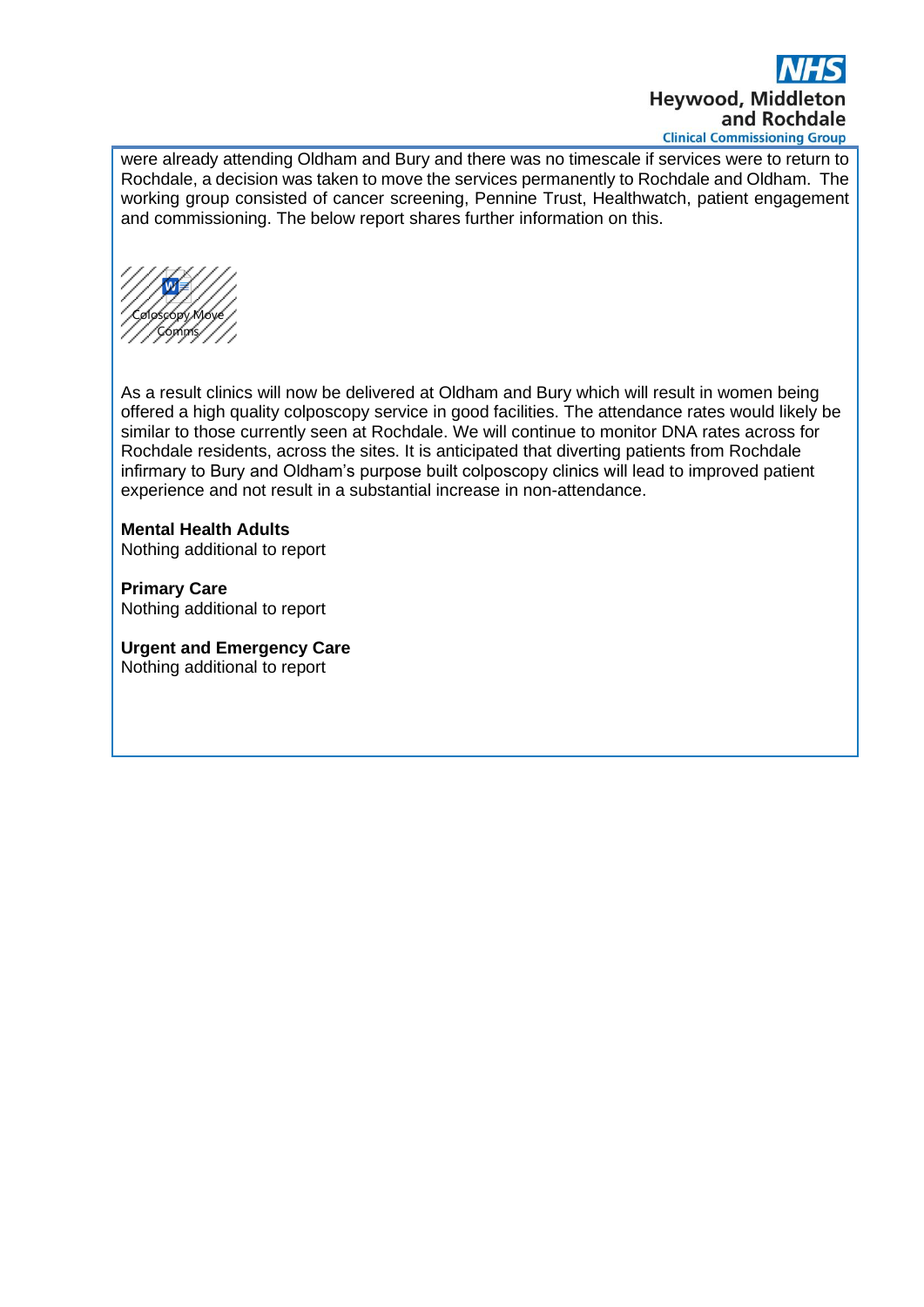were already attending Oldham and Bury and there was no timescale if services were to return to Rochdale, a decision was taken to move the services permanently to Rochdale and Oldham. The working group consisted of cancer screening, Pennine Trust, Healthwatch, patient engagement and commissioning. The below report shares further information on this.

Coloscopy Move Comms

As a result clinics will now be delivered at Oldham and Bury which will result in women being offered a high quality colposcopy service in good facilities. The attendance rates would likely be similar to those currently seen at Rochdale. We will continue to monitor DNA rates across for Rochdale residents, across the sites. It is anticipated that diverting patients from Rochdale infirmary to Bury and Oldham's purpose built colposcopy clinics will lead to improved patient experience and not result in a substantial increase in non-attendance.

**Mental Health Adults**
Nothing additional to report

**Primary Care**
Nothing additional to report

**Urgent and Emergency Care**
Nothing additional to report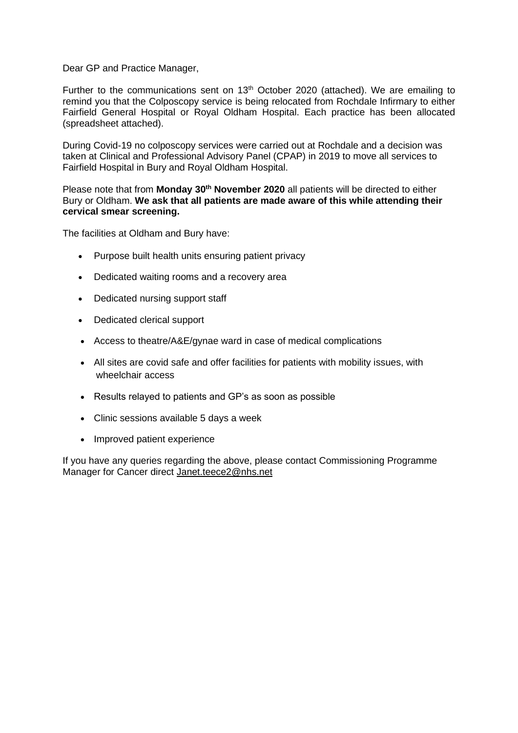Dear GP and Practice Manager,

Further to the communications sent on 13th October 2020 (attached). We are emailing to remind you that the Colposcopy service is being relocated from Rochdale Infirmary to either Fairfield General Hospital or Royal Oldham Hospital. Each practice has been allocated (spreadsheet attached).

During Covid-19 no colposcopy services were carried out at Rochdale and a decision was taken at Clinical and Professional Advisory Panel (CPAP) in 2019 to move all services to Fairfield Hospital in Bury and Royal Oldham Hospital.

Please note that from **Monday 30th November 2020** all patients will be directed to either Bury or Oldham. **We ask that all patients are made aware of this while attending their cervical smear screening.**

The facilities at Oldham and Bury have:

- Purpose built health units ensuring patient privacy
- Dedicated waiting rooms and a recovery area
- Dedicated nursing support staff
- Dedicated clerical support
- Access to theatre/A&E/gynae ward in case of medical complications
- All sites are covid safe and offer facilities for patients with mobility issues, with wheelchair access
- Results relayed to patients and GP's as soon as possible
- Clinic sessions available 5 days a week
- Improved patient experience

If you have any queries regarding the above, please contact Commissioning Programme Manager for Cancer direct Janet.teece2@nhs.net